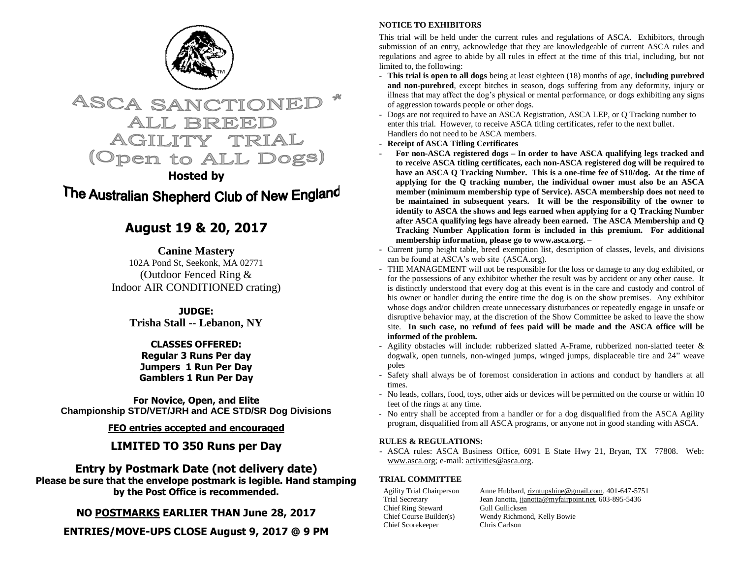# ASCA SANCTIONED * ALL BREED AGILITY TRIAL (Open to ALL Dogs)

**Hosted by**

## The Australian Shepherd Club of New England

## August 19 & 20, 2017

**Canine Mastery**
102A Pond St, Seekonk, MA 02771
(Outdoor Fenced Ring &
Indoor AIR CONDITIONED crating)

**JUDGE:**
**Trisha Stall -- Lebanon, NY**

**CLASSES OFFERED:**
**Regular 3 Runs Per day**
**Jumpers 1 Run Per Day**
**Gamblers 1 Run Per Day**

**For Novice, Open, and Elite**
**Championship STD/VET/JRH and ACE STD/SR Dog Divisions**

**FEO entries accepted and encouraged**

**LIMITED TO 350 Runs per Day**

**Entry by Postmark Date (not delivery date)**
**Please be sure that the envelope postmark is legible. Hand stamping by the Post Office is recommended.**

**NO POSTMARKS EARLIER THAN June 28, 2017**

**ENTRIES/MOVE-UPS CLOSE August 9, 2017 @ 9 PM**

### NOTICE TO EXHIBITORS

This trial will be held under the current rules and regulations of ASCA. Exhibitors, through submission of an entry, acknowledge that they are knowledgeable of current ASCA rules and regulations and agree to abide by all rules in effect at the time of this trial, including, but not limited to, the following:

- **This trial is open to all dogs** being at least eighteen (18) months of age, **including purebred and non-purebred**, except bitches in season, dogs suffering from any deformity, injury or illness that may affect the dog's physical or mental performance, or dogs exhibiting any signs of aggression towards people or other dogs.
- Dogs are not required to have an ASCA Registration, ASCA LEP, or Q Tracking number to enter this trial. However, to receive ASCA titling certificates, refer to the next bullet. Handlers do not need to be ASCA members.
- **Receipt of ASCA Titling Certificates**
- **For non-ASCA registered dogs – In order to have ASCA qualifying legs tracked and to receive ASCA titling certificates, each non-ASCA registered dog will be required to have an ASCA Q Tracking Number. This is a one-time fee of $10/dog. At the time of applying for the Q tracking number, the individual owner must also be an ASCA member (minimum membership type of Service). ASCA membership does not need to be maintained in subsequent years. It will be the responsibility of the owner to identify to ASCA the shows and legs earned when applying for a Q Tracking Number after ASCA qualifying legs have already been earned. The ASCA Membership and Q Tracking Number Application form is included in this premium. For additional membership information, please go to www.asca.org. –**
- Current jump height table, breed exemption list, description of classes, levels, and divisions can be found at ASCA's web site (ASCA.org).
- THE MANAGEMENT will not be responsible for the loss or damage to any dog exhibited, or for the possessions of any exhibitor whether the result was by accident or any other cause. It is distinctly understood that every dog at this event is in the care and custody and control of his owner or handler during the entire time the dog is on the show premises. Any exhibitor whose dogs and/or children create unnecessary disturbances or repeatedly engage in unsafe or disruptive behavior may, at the discretion of the Show Committee be asked to leave the show site. **In such case, no refund of fees paid will be made and the ASCA office will be informed of the problem.**
- Agility obstacles will include: rubberized slatted A-Frame, rubberized non-slatted teeter & dogwalk, open tunnels, non-winged jumps, winged jumps, displaceable tire and 24" weave poles
- Safety shall always be of foremost consideration in actions and conduct by handlers at all times.
- No leads, collars, food, toys, other aids or devices will be permitted on the course or within 10 feet of the rings at any time.
- No entry shall be accepted from a handler or for a dog disqualified from the ASCA Agility program, disqualified from all ASCA programs, or anyone not in good standing with ASCA.

### RULES & REGULATIONS:

- ASCA rules: ASCA Business Office, 6091 E State Hwy 21, Bryan, TX 77808. Web: www.asca.org; e-mail: activities@asca.org.

### TRIAL COMMITTEE

| | |
|---|---|
| Agility Trial Chairperson | Anne Hubbard, rizntupshine@gmail.com, 401-647-5751 |
| Trial Secretary | Jean Janotta, jjanotta@myfairpoint.net, 603-895-5436 |
| Chief Ring Steward | Gull Gullicksen |
| Chief Course Builder(s) | Wendy Richmond, Kelly Bowie |
| Chief Scorekeeper | Chris Carlson |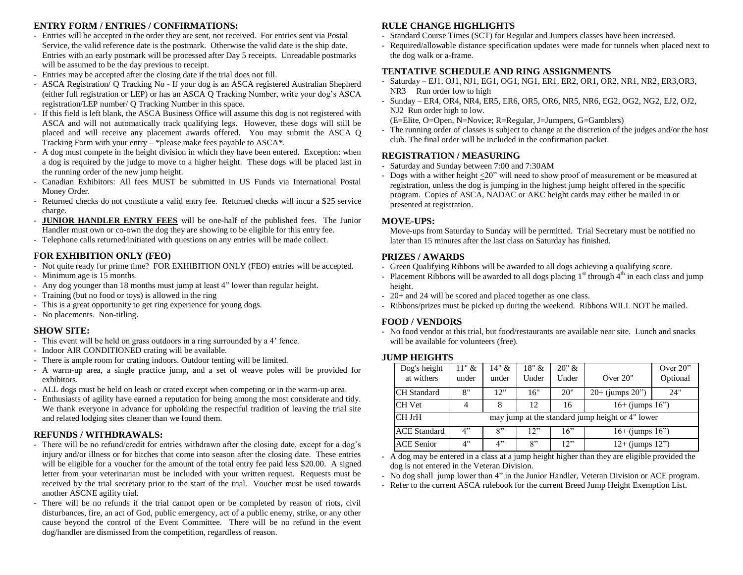## ENTRY FORM / ENTRIES / CONFIRMATIONS:

- Entries will be accepted in the order they are sent, not received. For entries sent via Postal Service, the valid reference date is the postmark. Otherwise the valid date is the ship date. Entries with an early postmark will be processed after Day 5 receipts. Unreadable postmarks will be assumed to be the day previous to receipt.
- Entries may be accepted after the closing date if the trial does not fill.
- ASCA Registration/ Q Tracking No - If your dog is an ASCA registered Australian Shepherd (either full registration or LEP) or has an ASCA Q Tracking Number, write your dog's ASCA registration/LEP number/ Q Tracking Number in this space.
- If this field is left blank, the ASCA Business Office will assume this dog is not registered with ASCA and will not automatically track qualifying legs. However, these dogs will still be placed and will receive any placement awards offered. You may submit the ASCA Q Tracking Form with your entry – *please make fees payable to ASCA*.
- A dog must compete in the height division in which they have been entered. Exception: when a dog is required by the judge to move to a higher height. These dogs will be placed last in the running order of the new jump height.
- Canadian Exhibitors: All fees MUST be submitted in US Funds via International Postal Money Order.
- Returned checks do not constitute a valid entry fee. Returned checks will incur a $25 service charge.
- **JUNIOR HANDLER ENTRY FEES** will be one-half of the published fees. The Junior Handler must own or co-own the dog they are showing to be eligible for this entry fee.
- Telephone calls returned/initiated with questions on any entries will be made collect.

## FOR EXHIBITION ONLY (FEO)

- Not quite ready for prime time? FOR EXHIBITION ONLY (FEO) entries will be accepted.
- Minimum age is 15 months.
- Any dog younger than 18 months must jump at least 4" lower than regular height.
- Training (but no food or toys) is allowed in the ring
- This is a great opportunity to get ring experience for young dogs.
- No placements. Non-titling.

## SHOW SITE:

- This event will be held on grass outdoors in a ring surrounded by a 4' fence.
- Indoor AIR CONDITIONED crating will be available.
- There is ample room for crating indoors. Outdoor tenting will be limited.
- A warm-up area, a single practice jump, and a set of weave poles will be provided for exhibitors.
- ALL dogs must be held on leash or crated except when competing or in the warm-up area.
- Enthusiasts of agility have earned a reputation for being among the most considerate and tidy. We thank everyone in advance for upholding the respectful tradition of leaving the trial site and related lodging sites cleaner than we found them.

## REFUNDS / WITHDRAWALS:

- There will be no refund/credit for entries withdrawn after the closing date, except for a dog's injury and/or illness or for bitches that come into season after the closing date. These entries will be eligible for a voucher for the amount of the total entry fee paid less $20.00. A signed letter from your veterinarian must be included with your written request. Requests must be received by the trial secretary prior to the start of the trial. Voucher must be used towards another ASCNE agility trial.
- There will be no refunds if the trial cannot open or be completed by reason of riots, civil disturbances, fire, an act of God, public emergency, act of a public enemy, strike, or any other cause beyond the control of the Event Committee. There will be no refund in the event dog/handler are dismissed from the competition, regardless of reason.

## RULE CHANGE HIGHLIGHTS

- Standard Course Times (SCT) for Regular and Jumpers classes have been increased.
- Required/allowable distance specification updates were made for tunnels when placed next to the dog walk or a-frame.

## TENTATIVE SCHEDULE AND RING ASSIGNMENTS

- Saturday – EJ1, OJ1, NJ1, EG1, OG1, NG1, ER1, ER2, OR1, OR2, NR1, NR2, ER3,OR3, NR3 Run order low to high
- Sunday – ER4, OR4, NR4, ER5, ER6, OR5, OR6, NR5, NR6, EG2, OG2, NG2, EJ2, OJ2, NJ2 Run order high to low.
  (E=Elite, O=Open, N=Novice; R=Regular, J=Jumpers, G=Gamblers)
- The running order of classes is subject to change at the discretion of the judges and/or the host club. The final order will be included in the confirmation packet.

## REGISTRATION / MEASURING

- Saturday and Sunday between 7:00 and 7:30AM
- Dogs with a wither height ≤20" will need to show proof of measurement or be measured at registration, unless the dog is jumping in the highest jump height offered in the specific program. Copies of ASCA, NADAC or AKC height cards may either be mailed in or presented at registration.

## MOVE-UPS:

Move-ups from Saturday to Sunday will be permitted. Trial Secretary must be notified no later than 15 minutes after the last class on Saturday has finished.

## PRIZES / AWARDS

- Green Qualifying Ribbons will be awarded to all dogs achieving a qualifying score.
- Placement Ribbons will be awarded to all dogs placing 1st through 4th in each class and jump height.
- 20+ and 24 will be scored and placed together as one class.
- Ribbons/prizes must be picked up during the weekend. Ribbons WILL NOT be mailed.

## FOOD / VENDORS

- No food vendor at this trial, but food/restaurants are available near site. Lunch and snacks will be available for volunteers (free).

## JUMP HEIGHTS

| Dog's height at withers | 11" & under | 14" & under | 18" & Under | 20" & Under | Over 20" | Over 20" Optional |
|---|---|---|---|---|---|---|
| CH Standard | 8" | 12" | 16" | 20" | 20+ (jumps 20") | 24" |
| CH Vet | 4 | 8 | 12 | 16 | 16+ (jumps 16") | |
| CH JrH | may jump at the standard jump height or 4" lower | | | | | |
| ACE Standard | 4" | 8" | 12" | 16" | 16+ (jumps 16") | |
| ACE Senior | 4" | 4" | 8" | 12" | 12+ (jumps 12") | |

- A dog may be entered in a class at a jump height higher than they are eligible provided the dog is not entered in the Veteran Division.
- No dog shall jump lower than 4" in the Junior Handler, Veteran Division or ACE program.
- Refer to the current ASCA rulebook for the current Breed Jump Height Exemption List.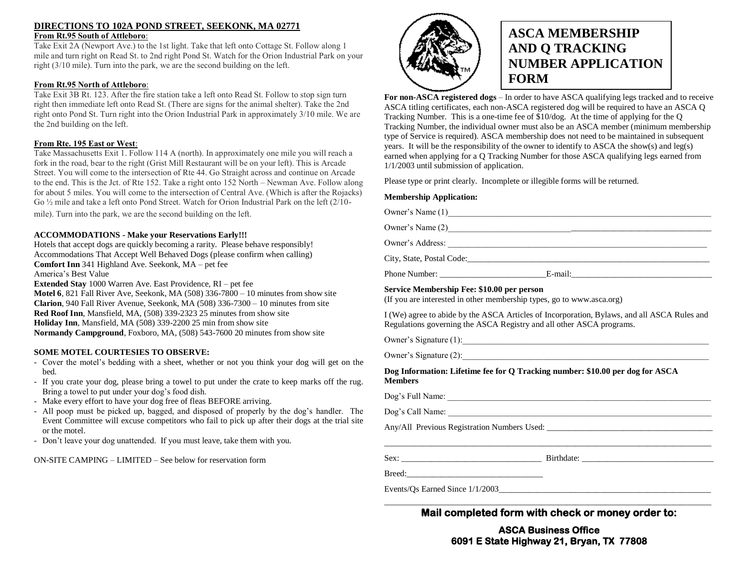## DIRECTIONS TO 102A POND STREET, SEEKONK, MA 02771

**From Rt.95 South of Attleboro**:

Take Exit 2A (Newport Ave.) to the 1st light. Take that left onto Cottage St. Follow along 1 mile and turn right on Read St. to 2nd right Pond St. Watch for the Orion Industrial Park on your right (3/10 mile). Turn into the park, we are the second building on the left.

**From Rt.95 North of Attleboro**:

Take Exit 3B Rt. 123. After the fire station take a left onto Read St. Follow to stop sign turn right then immediate left onto Read St. (There are signs for the animal shelter). Take the 2nd right onto Pond St. Turn right into the Orion Industrial Park in approximately 3/10 mile. We are the 2nd building on the left.

**From Rte. 195 East or West**:

Take Massachusetts Exit 1. Follow 114 A (north). In approximately one mile you will reach a fork in the road, bear to the right (Grist Mill Restaurant will be on your left). This is Arcade Street. You will come to the intersection of Rte 44. Go Straight across and continue on Arcade to the end. This is the Jct. of Rte 152. Take a right onto 152 North – Newman Ave. Follow along for about 5 miles. You will come to the intersection of Central Ave. (Which is after the Rojacks) Go ½ mile and take a left onto Pond Street. Watch for Orion Industrial Park on the left (2/10-mile). Turn into the park, we are the second building on the left.

**ACCOMMODATIONS - Make your Reservations Early!!!**

Hotels that accept dogs are quickly becoming a rarity. Please behave responsibly!
Accommodations That Accept Well Behaved Dogs (please confirm when calling)
**Comfort Inn** 341 Highland Ave. Seekonk, MA – pet fee
America's Best Value
**Extended Stay** 1000 Warren Ave. East Providence, RI – pet fee
**Motel 6**, 821 Fall River Ave, Seekonk, MA (508) 336-7800 – 10 minutes from show site
**Clarion**, 940 Fall River Avenue, Seekonk, MA (508) 336-7300 – 10 minutes from site
**Red Roof Inn**, Mansfield, MA, (508) 339-2323 25 minutes from show site
**Holiday Inn**, Mansfield, MA (508) 339-2200 25 min from show site
**Normandy Campground**, Foxboro, MA, (508) 543-7600 20 minutes from show site

**SOME MOTEL COURTESIES TO OBSERVE:**

- Cover the motel's bedding with a sheet, whether or not you think your dog will get on the bed.
- If you crate your dog, please bring a towel to put under the crate to keep marks off the rug. Bring a towel to put under your dog's food dish.
- Make every effort to have your dog free of fleas BEFORE arriving.
- All poop must be picked up, bagged, and disposed of properly by the dog's handler. The Event Committee will excuse competitors who fail to pick up after their dogs at the trial site or the motel.
- Don't leave your dog unattended. If you must leave, take them with you.

ON-SITE CAMPING – LIMITED – See below for reservation form

# ASCA MEMBERSHIP AND Q TRACKING NUMBER APPLICATION FORM

**For non-ASCA registered dogs** – In order to have ASCA qualifying legs tracked and to receive ASCA titling certificates, each non-ASCA registered dog will be required to have an ASCA Q Tracking Number. This is a one-time fee of $10/dog. At the time of applying for the Q Tracking Number, the individual owner must also be an ASCA member (minimum membership type of Service is required). ASCA membership does not need to be maintained in subsequent years. It will be the responsibility of the owner to identify to ASCA the show(s) and leg(s) earned when applying for a Q Tracking Number for those ASCA qualifying legs earned from 1/1/2003 until submission of application.

Please type or print clearly. Incomplete or illegible forms will be returned.

**Membership Application:**

Owner's Name (1)________________________________

Owner's Name (2)________________________________

Owner's Address: ________________________________

City, State, Postal Code:________________________________

Phone Number: ________________ E-mail:________________

**Service Membership Fee: $10.00 per person**
(If you are interested in other membership types, go to www.asca.org)

I (We) agree to abide by the ASCA Articles of Incorporation, Bylaws, and all ASCA Rules and Regulations governing the ASCA Registry and all other ASCA programs.

Owner's Signature (1):________________________________

Owner's Signature (2):________________________________

**Dog Information: Lifetime fee for Q Tracking number: $10.00 per dog for ASCA Members**

Dog's Full Name: ________________________________

Dog's Call Name: ________________________________

Any/All Previous Registration Numbers Used: ________________________________

________________________________

Sex: ________________ Birthdate: ________________

Breed:________________

Events/Qs Earned Since 1/1/2003________________________________

________________________________

**Mail completed form with check or money order to:**

**ASCA Business Office**
**6091 E State Highway 21, Bryan, TX 77808**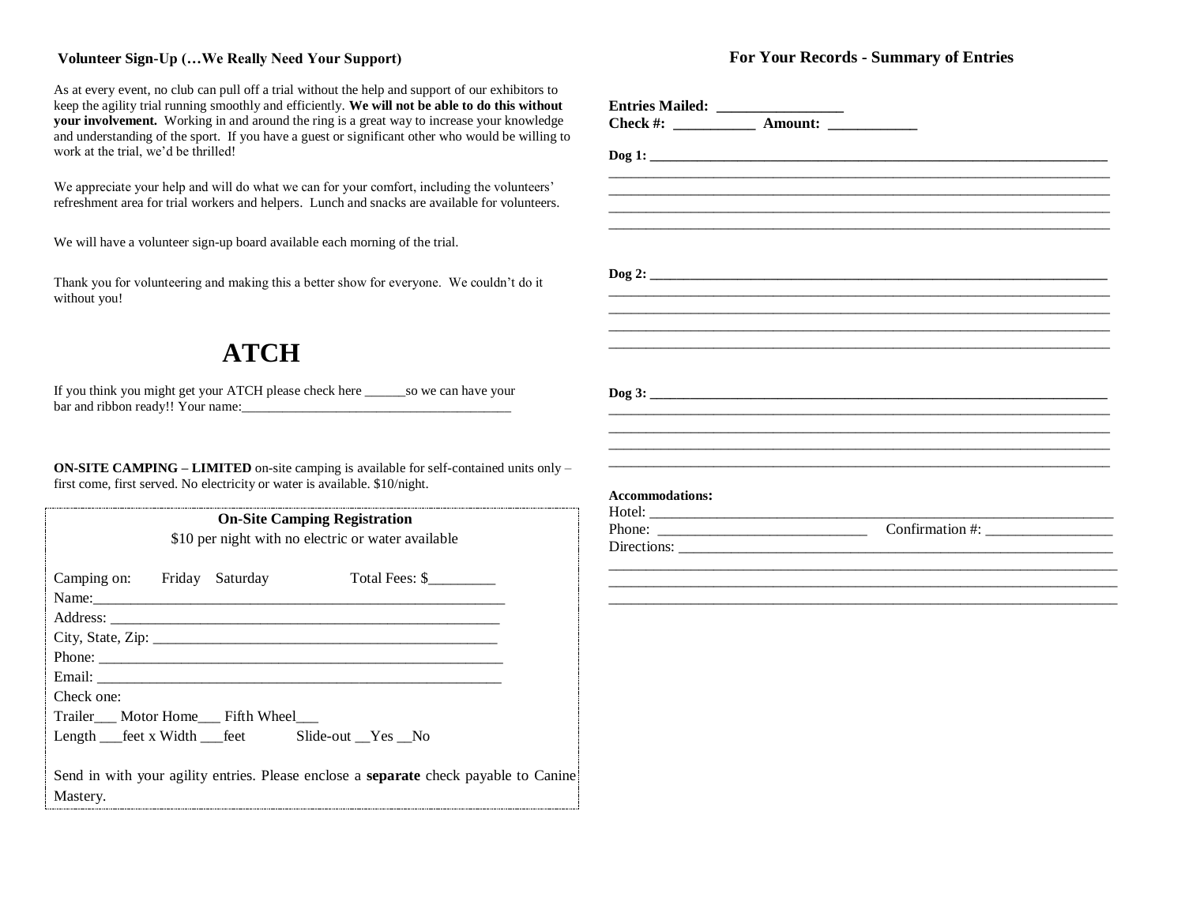### Volunteer Sign-Up (…We Really Need Your Support)

As at every event, no club can pull off a trial without the help and support of our exhibitors to keep the agility trial running smoothly and efficiently. **We will not be able to do this without your involvement.** Working in and around the ring is a great way to increase your knowledge and understanding of the sport. If you have a guest or significant other who would be willing to work at the trial, we'd be thrilled!

We appreciate your help and will do what we can for your comfort, including the volunteers' refreshment area for trial workers and helpers. Lunch and snacks are available for volunteers.

We will have a volunteer sign-up board available each morning of the trial.

Thank you for volunteering and making this a better show for everyone. We couldn't do it without you!

# ATCH

If you think you might get your ATCH please check here ______so we can have your bar and ribbon ready!! Your name:_______________________________________

**ON-SITE CAMPING – LIMITED** on-site camping is available for self-contained units only – first come, first served. No electricity or water is available. $10/night.

**On-Site Camping Registration**

$10 per night with no electric or water available

Camping on: Friday Saturday Total Fees: $_________

Name:_______________________________________________________

Address: ____________________________________________________

City, State, Zip: ______________________________________________

Phone: ______________________________________________________

Email: ______________________________________________________

Check one:

Trailer___ Motor Home___ Fifth Wheel___

Length ___feet x Width ___feet Slide-out __Yes __No

Send in with your agility entries. Please enclose a **separate** check payable to Canine Mastery.

## For Your Records - Summary of Entries

**Entries Mailed:** ________________

**Check #:** ___________ **Amount:** ____________

**Dog 1:** _________________________________________________________________

_________________________________________________________________________

_________________________________________________________________________

_________________________________________________________________________

_________________________________________________________________________

**Dog 2:** _________________________________________________________________

_________________________________________________________________________

_________________________________________________________________________

_________________________________________________________________________

_________________________________________________________________________

**Dog 3:** _________________________________________________________________

_________________________________________________________________________

_________________________________________________________________________

_________________________________________________________________________

_________________________________________________________________________

**Accommodations:**

Hotel: ___________________________________________________________________

Phone: ____________________________ Confirmation #: _________________

Directions: _______________________________________________________________

_________________________________________________________________________

_________________________________________________________________________

_________________________________________________________________________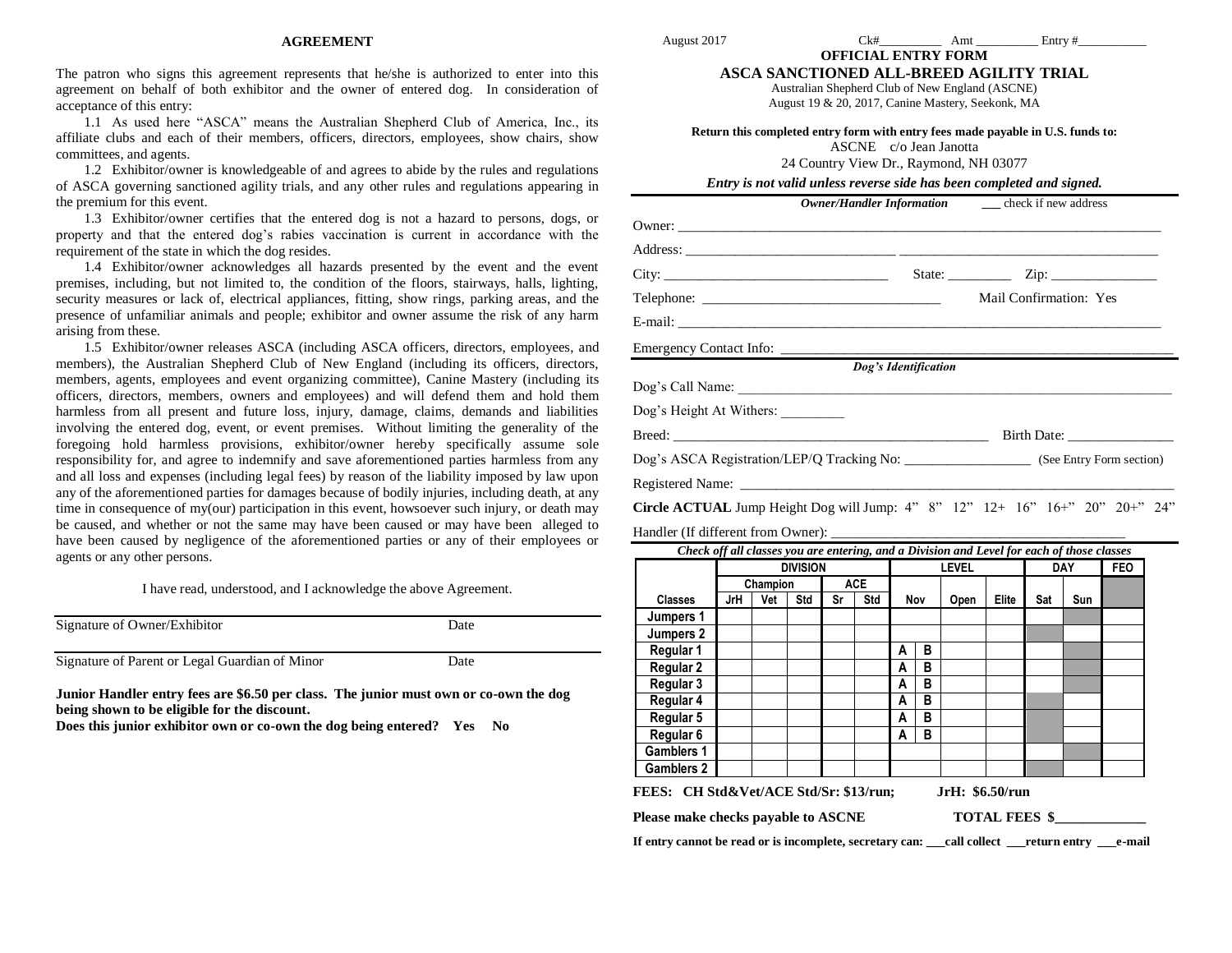## AGREEMENT

The patron who signs this agreement represents that he/she is authorized to enter into this agreement on behalf of both exhibitor and the owner of entered dog. In consideration of acceptance of this entry:

1.1 As used here "ASCA" means the Australian Shepherd Club of America, Inc., its affiliate clubs and each of their members, officers, directors, employees, show chairs, show committees, and agents.

1.2 Exhibitor/owner is knowledgeable of and agrees to abide by the rules and regulations of ASCA governing sanctioned agility trials, and any other rules and regulations appearing in the premium for this event.

1.3 Exhibitor/owner certifies that the entered dog is not a hazard to persons, dogs, or property and that the entered dog's rabies vaccination is current in accordance with the requirement of the state in which the dog resides.

1.4 Exhibitor/owner acknowledges all hazards presented by the event and the event premises, including, but not limited to, the condition of the floors, stairways, halls, lighting, security measures or lack of, electrical appliances, fitting, show rings, parking areas, and the presence of unfamiliar animals and people; exhibitor and owner assume the risk of any harm arising from these.

1.5 Exhibitor/owner releases ASCA (including ASCA officers, directors, employees, and members), the Australian Shepherd Club of New England (including its officers, directors, members, agents, employees and event organizing committee), Canine Mastery (including its officers, directors, members, owners and employees) and will defend them and hold them harmless from all present and future loss, injury, damage, claims, demands and liabilities involving the entered dog, event, or event premises. Without limiting the generality of the foregoing hold harmless provisions, exhibitor/owner hereby specifically assume sole responsibility for, and agree to indemnify and save aforementioned parties harmless from any and all loss and expenses (including legal fees) by reason of the liability imposed by law upon any of the aforementioned parties for damages because of bodily injuries, including death, at any time in consequence of my(our) participation in this event, howsoever such injury, or death may be caused, and whether or not the same may have been caused or may have been alleged to have been caused by negligence of the aforementioned parties or any of their employees or agents or any other persons.

I have read, understood, and I acknowledge the above Agreement.

Signature of Owner/Exhibitor Date

Signature of Parent or Legal Guardian of Minor Date

**Junior Handler entry fees are $6.50 per class. The junior must own or co-own the dog being shown to be eligible for the discount.**

**Does this junior exhibitor own or co-own the dog being entered? Yes No**

August 2017 Ck#__________ Amt __________ Entry #___________

## OFFICIAL ENTRY FORM

## ASCA SANCTIONED ALL-BREED AGILITY TRIAL

Australian Shepherd Club of New England (ASCNE)
August 19 & 20, 2017, Canine Mastery, Seekonk, MA

**Return this completed entry form with entry fees made payable in U.S. funds to:**
ASCNE c/o Jean Janotta
24 Country View Dr., Raymond, NH 03077

***Entry is not valid unless reverse side has been completed and signed.***

***Owner/Handler Information*** ___ check if new address

Owner: ______________________________________________

Address: ______________________________ ______________________________

City: ______________________________ State: _________ Zip: _______________

Telephone: ______________________________ Mail Confirmation: Yes

E-mail: ______________________________________________

Emergency Contact Info: ______________________________________________

***Dog's Identification***

Dog's Call Name: ______________________________________________

Dog's Height At Withers: _________

Breed: ______________________________ Birth Date: _______________

Dog's ASCA Registration/LEP/Q Tracking No: _________________ (See Entry Form section)

Registered Name: ______________________________________________

**Circle ACTUAL** Jump Height Dog will Jump: 4" 8" 12" 12+ 16" 16+" 20" 20+" 24"

Handler (If different from Owner): ______________________________

***Check off all classes you are entering, and a Division and Level for each of those classes***

| | DIVISION | | | | | LEVEL | | | | DAY | | FEO |
|---|---|---|---|---|---|---|---|---|---|---|---|---|
| | Champion | | | ACE | | | | | | | | |
| Classes | JrH | Vet | Std | Sr | Std | Nov | | Open | Elite | Sat | Sun | |
| Jumpers 1 | | | | | | | | | | | | |
| Jumpers 2 | | | | | | | | | | | | |
| Regular 1 | | | | | | A | B | | | | | |
| Regular 2 | | | | | | A | B | | | | | |
| Regular 3 | | | | | | A | B | | | | | |
| Regular 4 | | | | | | A | B | | | | | |
| Regular 5 | | | | | | A | B | | | | | |
| Regular 6 | | | | | | A | B | | | | | |
| Gamblers 1 | | | | | | | | | | | | |
| Gamblers 2 | | | | | | | | | | | | |

**FEES: CH Std&Vet/ACE Std/Sr: $13/run; JrH: $6.50/run**

**Please make checks payable to ASCNE TOTAL FEES $_____________**

**If entry cannot be read or is incomplete, secretary can: ___call collect ___return entry ___e-mail**